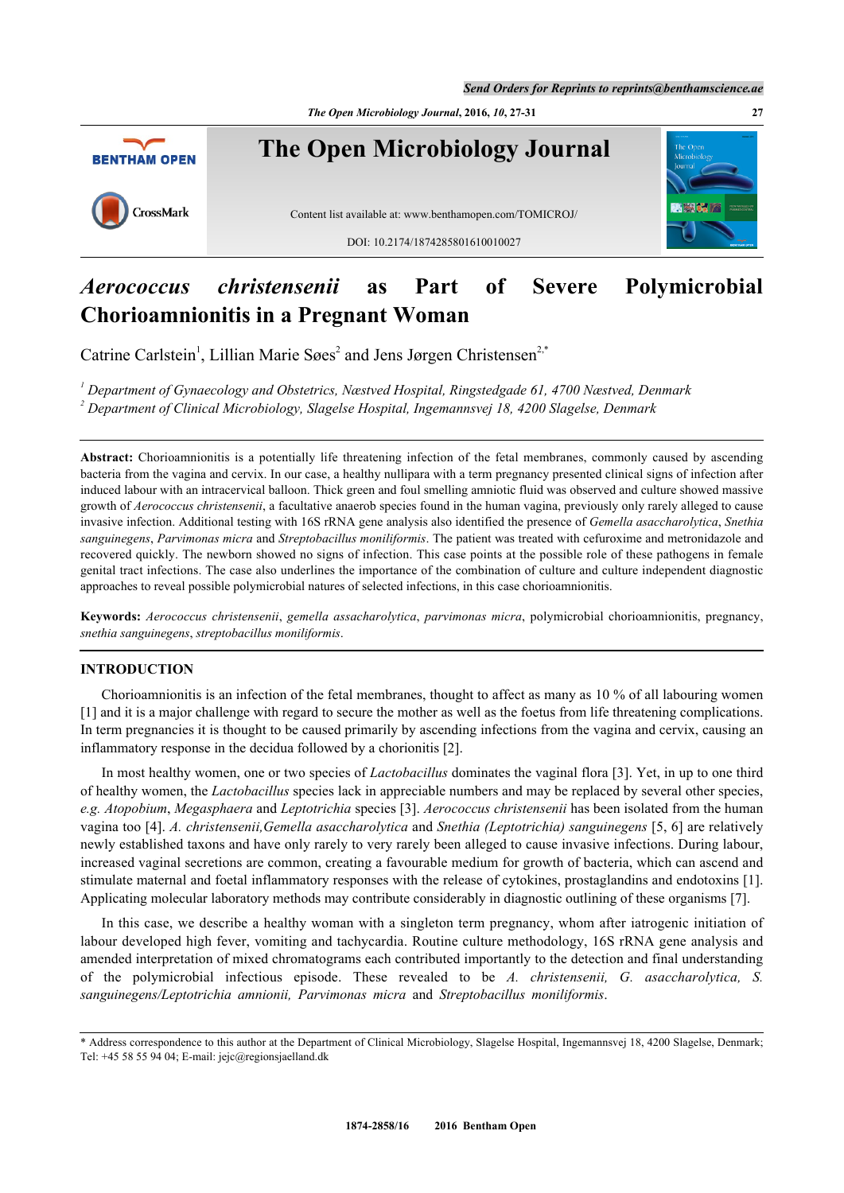# *Aerococcus christensenii* as Part of Severe Polymicrobial Chorioamnionitis in a Pregnant Woman

Catrine Carlstein[1], Lillian Marie Søes[2] and Jens Jørgen Christensen[2,*]

[1] *Department of Gynaecology and Obstetrics, Næstved Hospital, Ringstedgade 61, 4700 Næstved, Denmark*
[2] *Department of Clinical Microbiology, Slagelse Hospital, Ingemannsvej 18, 4200 Slagelse, Denmark*

**Abstract:** Chorioamnionitis is a potentially life threatening infection of the fetal membranes, commonly caused by ascending bacteria from the vagina and cervix. In our case, a healthy nullipara with a term pregnancy presented clinical signs of infection after induced labour with an intracervical balloon. Thick green and foul smelling amniotic fluid was observed and culture showed massive growth of *Aerococcus christensenii*, a facultative anaerob species found in the human vagina, previously only rarely alleged to cause invasive infection. Additional testing with 16S rRNA gene analysis also identified the presence of *Gemella asaccharolytica*, *Snethia sanguinegens*, *Parvimonas micra* and *Streptobacillus moniliformis*. The patient was treated with cefuroxime and metronidazole and recovered quickly. The newborn showed no signs of infection. This case points at the possible role of these pathogens in female genital tract infections. The case also underlines the importance of the combination of culture and culture independent diagnostic approaches to reveal possible polymicrobial natures of selected infections, in this case chorioamnionitis.

**Keywords:** *Aerococcus christensenii*, *gemella assacharolytica*, *parvimonas micra*, polymicrobial chorioamnionitis, pregnancy, *snethia sanguinegens*, *streptobacillus moniliformis*.

## INTRODUCTION

Chorioamnionitis is an infection of the fetal membranes, thought to affect as many as 10 % of all labouring women [1] and it is a major challenge with regard to secure the mother as well as the foetus from life threatening complications. In term pregnancies it is thought to be caused primarily by ascending infections from the vagina and cervix, causing an inflammatory response in the decidua followed by a chorionitis [2].

In most healthy women, one or two species of *Lactobacillus* dominates the vaginal flora [3]. Yet, in up to one third of healthy women, the *Lactobacillus* species lack in appreciable numbers and may be replaced by several other species, *e.g. Atopobium*, *Megasphaera* and *Leptotrichia* species [3]. *Aerococcus christensenii* has been isolated from the human vagina too [4]. *A. christensenii,Gemella asaccharolytica* and *Snethia (Leptotrichia) sanguinegens* [5, 6] are relatively newly established taxons and have only rarely to very rarely been alleged to cause invasive infections. During labour, increased vaginal secretions are common, creating a favourable medium for growth of bacteria, which can ascend and stimulate maternal and foetal inflammatory responses with the release of cytokines, prostaglandins and endotoxins [1]. Applicating molecular laboratory methods may contribute considerably in diagnostic outlining of these organisms [7].

In this case, we describe a healthy woman with a singleton term pregnancy, whom after iatrogenic initiation of labour developed high fever, vomiting and tachycardia. Routine culture methodology, 16S rRNA gene analysis and amended interpretation of mixed chromatograms each contributed importantly to the detection and final understanding of the polymicrobial infectious episode. These revealed to be *A. christensenii, G. asaccharolytica, S. sanguinegens/Leptotrichia amnionii, Parvimonas micra* and *Streptobacillus moniliformis*.

\* Address correspondence to this author at the Department of Clinical Microbiology, Slagelse Hospital, Ingemannsvej 18, 4200 Slagelse, Denmark; Tel: +45 58 55 94 04; E-mail: jejc@regionsjaelland.dk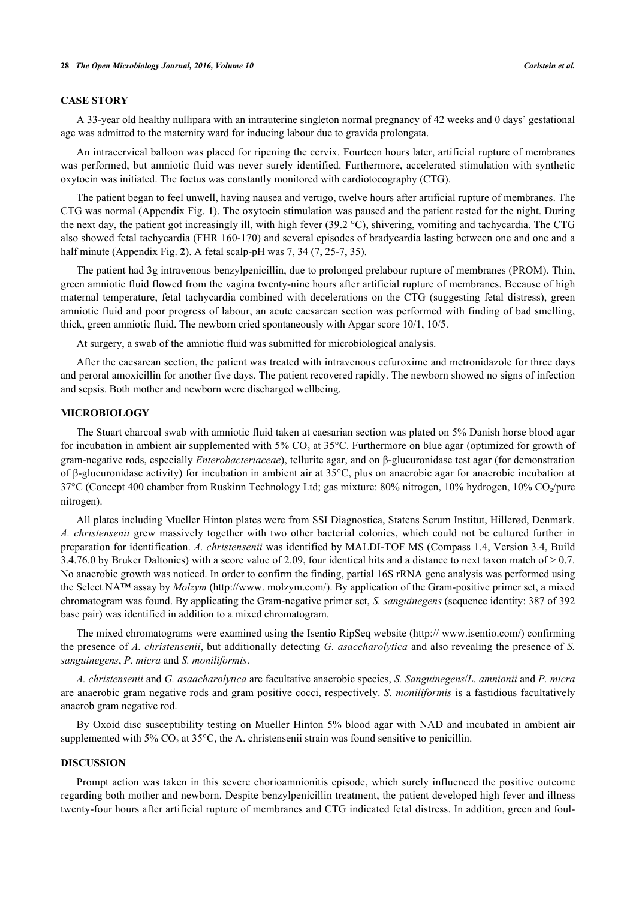## CASE STORY

A 33-year old healthy nullipara with an intrauterine singleton normal pregnancy of 42 weeks and 0 days' gestational age was admitted to the maternity ward for inducing labour due to gravida prolongata.

An intracervical balloon was placed for ripening the cervix. Fourteen hours later, artificial rupture of membranes was performed, but amniotic fluid was never surely identified. Furthermore, accelerated stimulation with synthetic oxytocin was initiated. The foetus was constantly monitored with cardiotocography (CTG).

The patient began to feel unwell, having nausea and vertigo, twelve hours after artificial rupture of membranes. The CTG was normal (Appendix Fig. **1**). The oxytocin stimulation was paused and the patient rested for the night. During the next day, the patient got increasingly ill, with high fever (39.2 °C), shivering, vomiting and tachycardia. The CTG also showed fetal tachycardia (FHR 160-170) and several episodes of bradycardia lasting between one and one and a half minute (Appendix Fig. **2**). A fetal scalp-pH was 7, 34 (7, 25-7, 35).

The patient had 3g intravenous benzylpenicillin, due to prolonged prelabour rupture of membranes (PROM). Thin, green amniotic fluid flowed from the vagina twenty-nine hours after artificial rupture of membranes. Because of high maternal temperature, fetal tachycardia combined with decelerations on the CTG (suggesting fetal distress), green amniotic fluid and poor progress of labour, an acute caesarean section was performed with finding of bad smelling, thick, green amniotic fluid. The newborn cried spontaneously with Apgar score 10/1, 10/5.

At surgery, a swab of the amniotic fluid was submitted for microbiological analysis.

After the caesarean section, the patient was treated with intravenous cefuroxime and metronidazole for three days and peroral amoxicillin for another five days. The patient recovered rapidly. The newborn showed no signs of infection and sepsis. Both mother and newborn were discharged wellbeing.

## MICROBIOLOGY

The Stuart charcoal swab with amniotic fluid taken at caesarian section was plated on 5% Danish horse blood agar for incubation in ambient air supplemented with 5% $CO_2$ at 35°C. Furthermore on blue agar (optimized for growth of gram-negative rods, especially *Enterobacteriaceae*), tellurite agar, and on β-glucuronidase test agar (for demonstration of β-glucuronidase activity) for incubation in ambient air at 35°C, plus on anaerobic agar for anaerobic incubation at 37°C (Concept 400 chamber from Ruskinn Technology Ltd; gas mixture: 80% nitrogen, 10% hydrogen, 10% $CO_2$/pure nitrogen).

All plates including Mueller Hinton plates were from SSI Diagnostica, Statens Serum Institut, Hillerød, Denmark. *A. christensenii* grew massively together with two other bacterial colonies, which could not be cultured further in preparation for identification. *A. christensenii* was identified by MALDI-TOF MS (Compass 1.4, Version 3.4, Build 3.4.76.0 by Bruker Daltonics) with a score value of 2.09, four identical hits and a distance to next taxon match of > 0.7. No anaerobic growth was noticed. In order to confirm the finding, partial 16S rRNA gene analysis was performed using the Select NA™ assay by *Molzym* (http://www. molzym.com/). By application of the Gram-positive primer set, a mixed chromatogram was found. By applying the Gram-negative primer set, *S. sanguinegens* (sequence identity: 387 of 392 base pair) was identified in addition to a mixed chromatogram.

The mixed chromatograms were examined using the Isentio RipSeq website (http:// www.isentio.com/) confirming the presence of *A. christensenii*, but additionally detecting *G. asaccharolytica* and also revealing the presence of *S. sanguinegens*, *P. micra* and *S. moniliformis*.

*A. christensenii* and *G. asaacharolytica* are facultative anaerobic species, *S. Sanguinegens*/*L. amnionii* and *P. micra* are anaerobic gram negative rods and gram positive cocci, respectively. *S. moniliformis* is a fastidious facultatively anaerob gram negative rod.

By Oxoid disc susceptibility testing on Mueller Hinton 5% blood agar with NAD and incubated in ambient air supplemented with 5% $CO_2$ at 35°C, the A. christensenii strain was found sensitive to penicillin.

## DISCUSSION

Prompt action was taken in this severe chorioamnionitis episode, which surely influenced the positive outcome regarding both mother and newborn. Despite benzylpenicillin treatment, the patient developed high fever and illness twenty-four hours after artificial rupture of membranes and CTG indicated fetal distress. In addition, green and foul-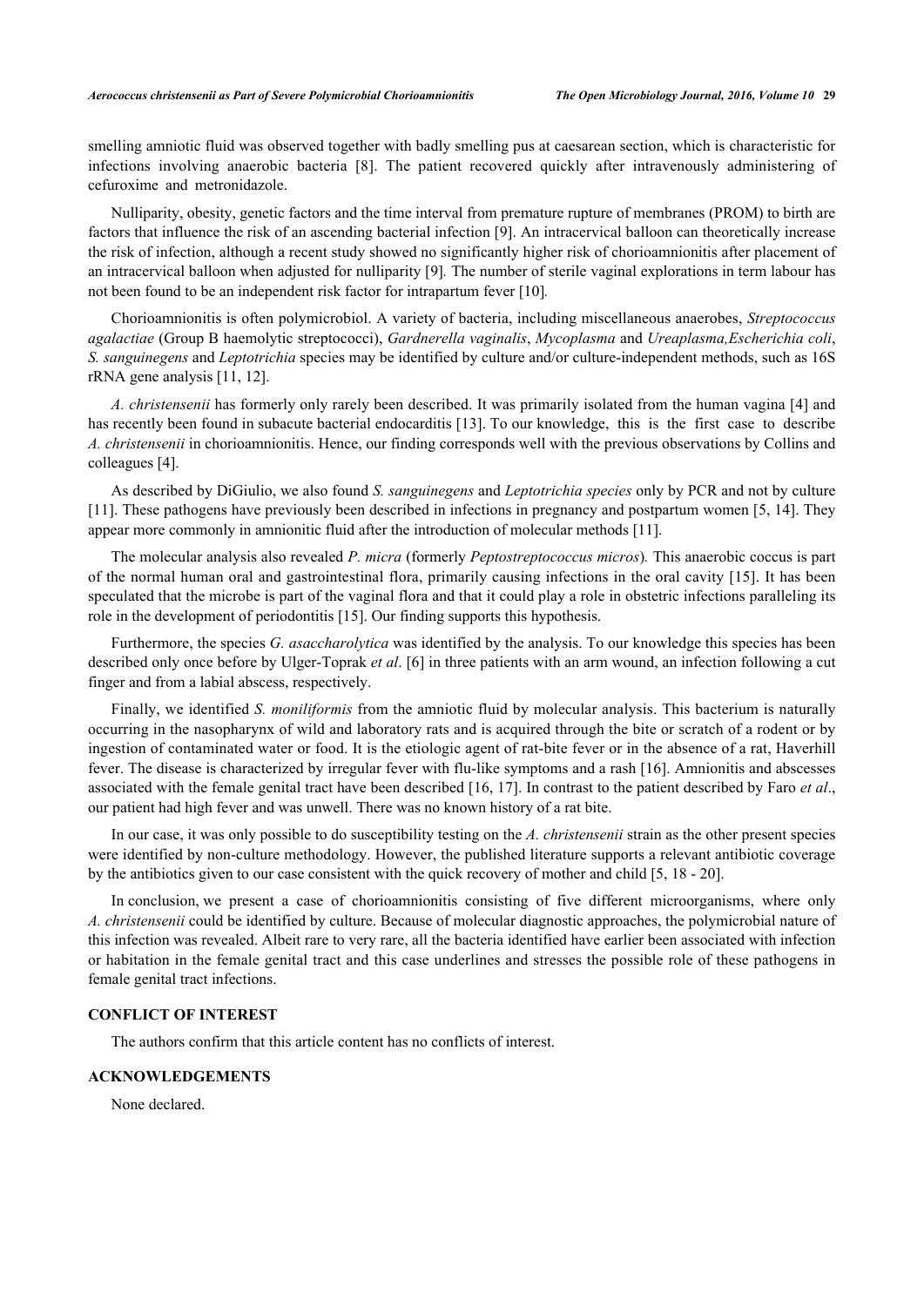smelling amniotic fluid was observed together with badly smelling pus at caesarean section, which is characteristic for infections involving anaerobic bacteria [8]. The patient recovered quickly after intravenously administering of cefuroxime and metronidazole.

Nulliparity, obesity, genetic factors and the time interval from premature rupture of membranes (PROM) to birth are factors that influence the risk of an ascending bacterial infection [9]. An intracervical balloon can theoretically increase the risk of infection, although a recent study showed no significantly higher risk of chorioamnionitis after placement of an intracervical balloon when adjusted for nulliparity [9]. The number of sterile vaginal explorations in term labour has not been found to be an independent risk factor for intrapartum fever [10].

Chorioamnionitis is often polymicrobiol. A variety of bacteria, including miscellaneous anaerobes, *Streptococcus agalactiae* (Group B haemolytic streptococci), *Gardnerella vaginalis*, *Mycoplasma* and *Ureaplasma,Escherichia coli*, *S. sanguinegens* and *Leptotrichia* species may be identified by culture and/or culture-independent methods, such as 16S rRNA gene analysis [11, 12].

*A. christensenii* has formerly only rarely been described. It was primarily isolated from the human vagina [4] and has recently been found in subacute bacterial endocarditis [13]. To our knowledge, this is the first case to describe *A. christensenii* in chorioamnionitis. Hence, our finding corresponds well with the previous observations by Collins and colleagues [4].

As described by DiGiulio, we also found *S. sanguinegens* and *Leptotrichia species* only by PCR and not by culture [11]. These pathogens have previously been described in infections in pregnancy and postpartum women [5, 14]. They appear more commonly in amnionitic fluid after the introduction of molecular methods [11].

The molecular analysis also revealed *P. micra* (formerly *Peptostreptococcus micros*). This anaerobic coccus is part of the normal human oral and gastrointestinal flora, primarily causing infections in the oral cavity [15]. It has been speculated that the microbe is part of the vaginal flora and that it could play a role in obstetric infections paralleling its role in the development of periodontitis [15]. Our finding supports this hypothesis.

Furthermore, the species *G. asaccharolytica* was identified by the analysis. To our knowledge this species has been described only once before by Ulger-Toprak *et al*. [6] in three patients with an arm wound, an infection following a cut finger and from a labial abscess, respectively.

Finally, we identified *S. moniliformis* from the amniotic fluid by molecular analysis. This bacterium is naturally occurring in the nasopharynx of wild and laboratory rats and is acquired through the bite or scratch of a rodent or by ingestion of contaminated water or food. It is the etiologic agent of rat-bite fever or in the absence of a rat, Haverhill fever. The disease is characterized by irregular fever with flu-like symptoms and a rash [16]. Amnionitis and abscesses associated with the female genital tract have been described [16, 17]. In contrast to the patient described by Faro *et al*., our patient had high fever and was unwell. There was no known history of a rat bite.

In our case, it was only possible to do susceptibility testing on the *A. christensenii* strain as the other present species were identified by non-culture methodology. However, the published literature supports a relevant antibiotic coverage by the antibiotics given to our case consistent with the quick recovery of mother and child [5, 18 - 20].

In conclusion, we present a case of chorioamnionitis consisting of five different microorganisms, where only *A. christensenii* could be identified by culture. Because of molecular diagnostic approaches, the polymicrobial nature of this infection was revealed. Albeit rare to very rare, all the bacteria identified have earlier been associated with infection or habitation in the female genital tract and this case underlines and stresses the possible role of these pathogens in female genital tract infections.

## CONFLICT OF INTEREST

The authors confirm that this article content has no conflicts of interest.

## ACKNOWLEDGEMENTS

None declared.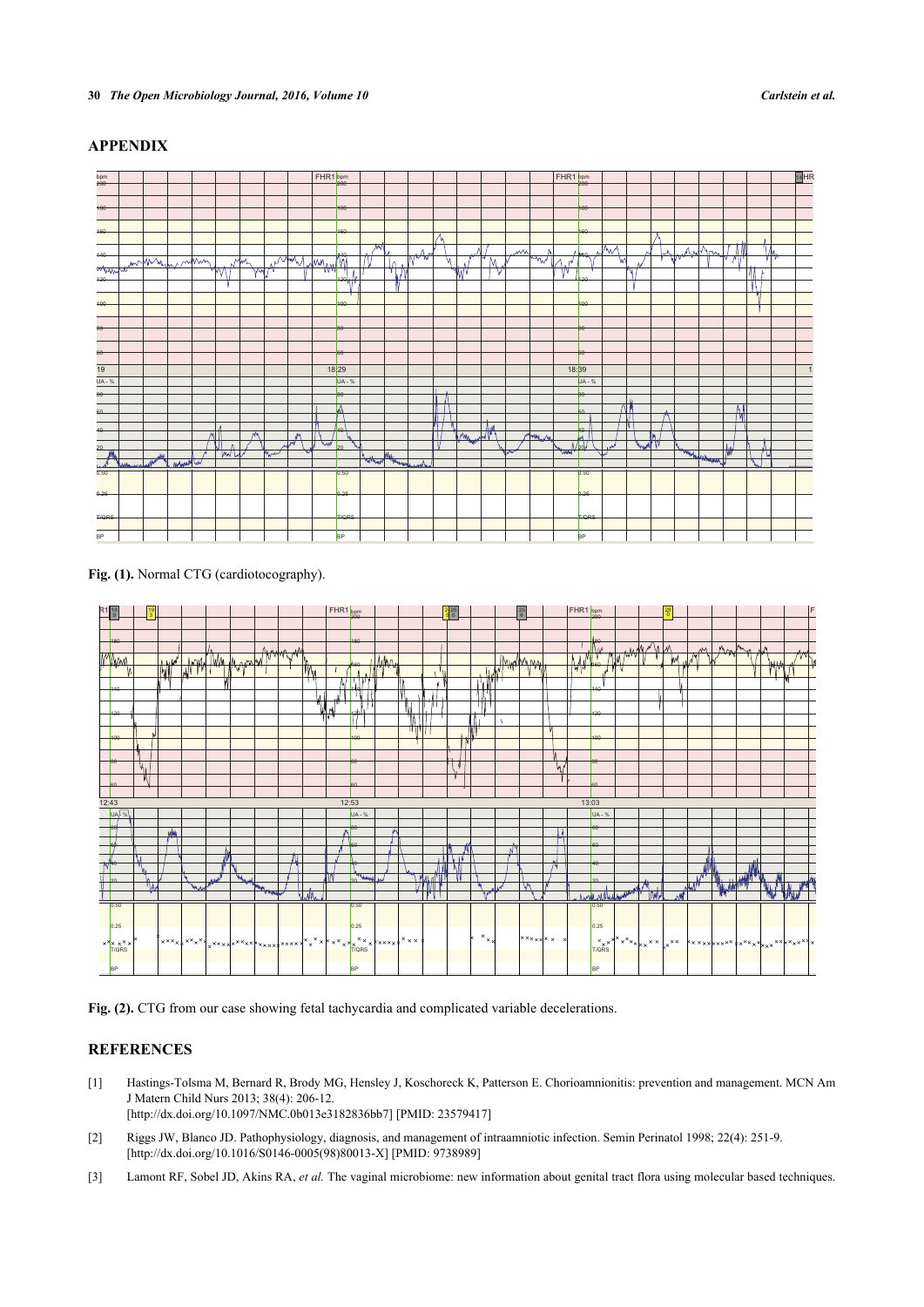## APPENDIX

**Fig. (1).** Normal CTG (cardiotocography).

**Fig. (2).** CTG from our case showing fetal tachycardia and complicated variable decelerations.

## REFERENCES

[1] Hastings-Tolsma M, Bernard R, Brody MG, Hensley J, Koschoreck K, Patterson E. Chorioamnionitis: prevention and management. MCN Am J Matern Child Nurs 2013; 38(4): 206-12.
[http://dx.doi.org/10.1097/NMC.0b013e3182836bb7] [PMID: 23579417]

[2] Riggs JW, Blanco JD. Pathophysiology, diagnosis, and management of intraamniotic infection. Semin Perinatol 1998; 22(4): 251-9.
[http://dx.doi.org/10.1016/S0146-0005(98)80013-X] [PMID: 9738989]

[3] Lamont RF, Sobel JD, Akins RA, *et al.* The vaginal microbiome: new information about genital tract flora using molecular based techniques.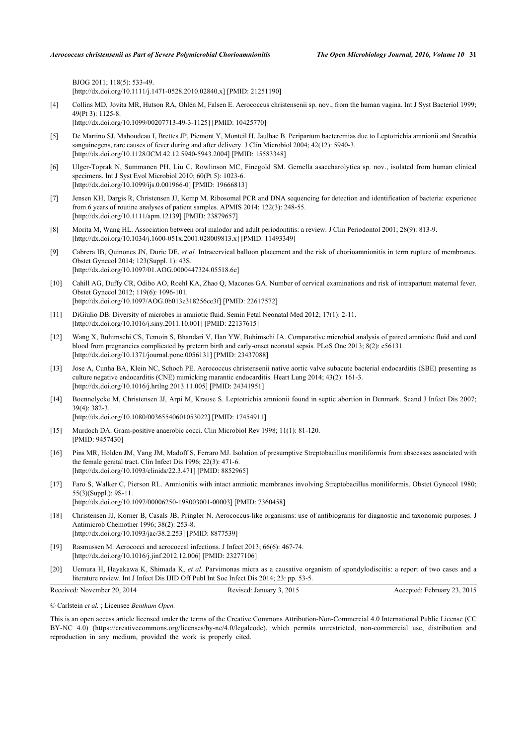BJOG 2011; 118(5): 533-49.
[http://dx.doi.org/10.1111/j.1471-0528.2010.02840.x] [PMID: 21251190]

[4] Collins MD, Jovita MR, Hutson RA, Ohlén M, Falsen E. Aerococcus christensenii sp. nov., from the human vagina. Int J Syst Bacteriol 1999; 49(Pt 3): 1125-8.
[http://dx.doi.org/10.1099/00207713-49-3-1125] [PMID: 10425770]

[5] De Martino SJ, Mahoudeau I, Brettes JP, Piemont Y, Monteil H, Jaulhac B. Peripartum bacteremias due to Leptotrichia amnionii and Sneathia sanguinegens, rare causes of fever during and after delivery. J Clin Microbiol 2004; 42(12): 5940-3.
[http://dx.doi.org/10.1128/JCM.42.12.5940-5943.2004] [PMID: 15583348]

[6] Ulger-Toprak N, Summanen PH, Liu C, Rowlinson MC, Finegold SM. Gemella asaccharolytica sp. nov., isolated from human clinical specimens. Int J Syst Evol Microbiol 2010; 60(Pt 5): 1023-6.
[http://dx.doi.org/10.1099/ijs.0.001966-0] [PMID: 19666813]

[7] Jensen KH, Dargis R, Christensen JJ, Kemp M. Ribosomal PCR and DNA sequencing for detection and identification of bacteria: experience from 6 years of routine analyses of patient samples. APMIS 2014; 122(3): 248-55.
[http://dx.doi.org/10.1111/apm.12139] [PMID: 23879657]

[8] Morita M, Wang HL. Association between oral malodor and adult periodontitis: a review. J Clin Periodontol 2001; 28(9): 813-9.
[http://dx.doi.org/10.1034/j.1600-051x.2001.028009813.x] [PMID: 11493349]

[9] Cabrera IB, Quinones JN, Durie DE, *et al.* Intracervical balloon placement and the risk of chorioamnionitis in term rupture of membranes. Obstet Gynecol 2014; 123(Suppl. 1): 43S.
[http://dx.doi.org/10.1097/01.AOG.0000447324.05518.6e]

[10] Cahill AG, Duffy CR, Odibo AO, Roehl KA, Zhao Q, Macones GA. Number of cervical examinations and risk of intrapartum maternal fever. Obstet Gynecol 2012; 119(6): 1096-101.
[http://dx.doi.org/10.1097/AOG.0b013e318256ce3f] [PMID: 22617572]

[11] DiGiulio DB. Diversity of microbes in amniotic fluid. Semin Fetal Neonatal Med 2012; 17(1): 2-11.
[http://dx.doi.org/10.1016/j.siny.2011.10.001] [PMID: 22137615]

[12] Wang X, Buhimschi CS, Temoin S, Bhandari V, Han YW, Buhimschi IA. Comparative microbial analysis of paired amniotic fluid and cord blood from pregnancies complicated by preterm birth and early-onset neonatal sepsis. PLoS One 2013; 8(2): e56131.
[http://dx.doi.org/10.1371/journal.pone.0056131] [PMID: 23437088]

[13] Jose A, Cunha BA, Klein NC, Schoch PE. Aerococcus christensenii native aortic valve subacute bacterial endocarditis (SBE) presenting as culture negative endocarditis (CNE) mimicking marantic endocarditis. Heart Lung 2014; 43(2): 161-3.
[http://dx.doi.org/10.1016/j.hrtlng.2013.11.005] [PMID: 24341951]

[14] Boennelycke M, Christensen JJ, Arpi M, Krause S. Leptotrichia amnionii found in septic abortion in Denmark. Scand J Infect Dis 2007; 39(4): 382-3.
[http://dx.doi.org/10.1080/00365540601053022] [PMID: 17454911]

[15] Murdoch DA. Gram-positive anaerobic cocci. Clin Microbiol Rev 1998; 11(1): 81-120.
[PMID: 9457430]

[16] Pins MR, Holden JM, Yang JM, Madoff S, Ferraro MJ. Isolation of presumptive Streptobacillus moniliformis from abscesses associated with the female genital tract. Clin Infect Dis 1996; 22(3): 471-6.
[http://dx.doi.org/10.1093/clinids/22.3.471] [PMID: 8852965]

[17] Faro S, Walker C, Pierson RL. Amnionitis with intact amniotic membranes involving Streptobacillus moniliformis. Obstet Gynecol 1980; 55(3)(Suppl.): 9S-11.
[http://dx.doi.org/10.1097/00006250-198003001-00003] [PMID: 7360458]

[18] Christensen JJ, Korner B, Casals JB, Pringler N. Aerococcus-like organisms: use of antibiograms for diagnostic and taxonomic purposes. J Antimicrob Chemother 1996; 38(2): 253-8.
[http://dx.doi.org/10.1093/jac/38.2.253] [PMID: 8877539]

[19] Rasmussen M. Aerococci and aerococcal infections. J Infect 2013; 66(6): 467-74.
[http://dx.doi.org/10.1016/j.jinf.2012.12.006] [PMID: 23277106]

[20] Uemura H, Hayakawa K, Shimada K, *et al.* Parvimonas micra as a causative organism of spondylodiscitis: a report of two cases and a literature review. Int J Infect Dis IJID Off Publ Int Soc Infect Dis 2014; 23: pp. 53-5.

Received: November 20, 2014 Revised: January 3, 2015 Accepted: February 23, 2015

© Carlstein *et al.* ; Licensee *Bentham Open.*

This is an open access article licensed under the terms of the Creative Commons Attribution-Non-Commercial 4.0 International Public License (CC BY-NC 4.0) (https://creativecommons.org/licenses/by-nc/4.0/legalcode), which permits unrestricted, non-commercial use, distribution and reproduction in any medium, provided the work is properly cited.